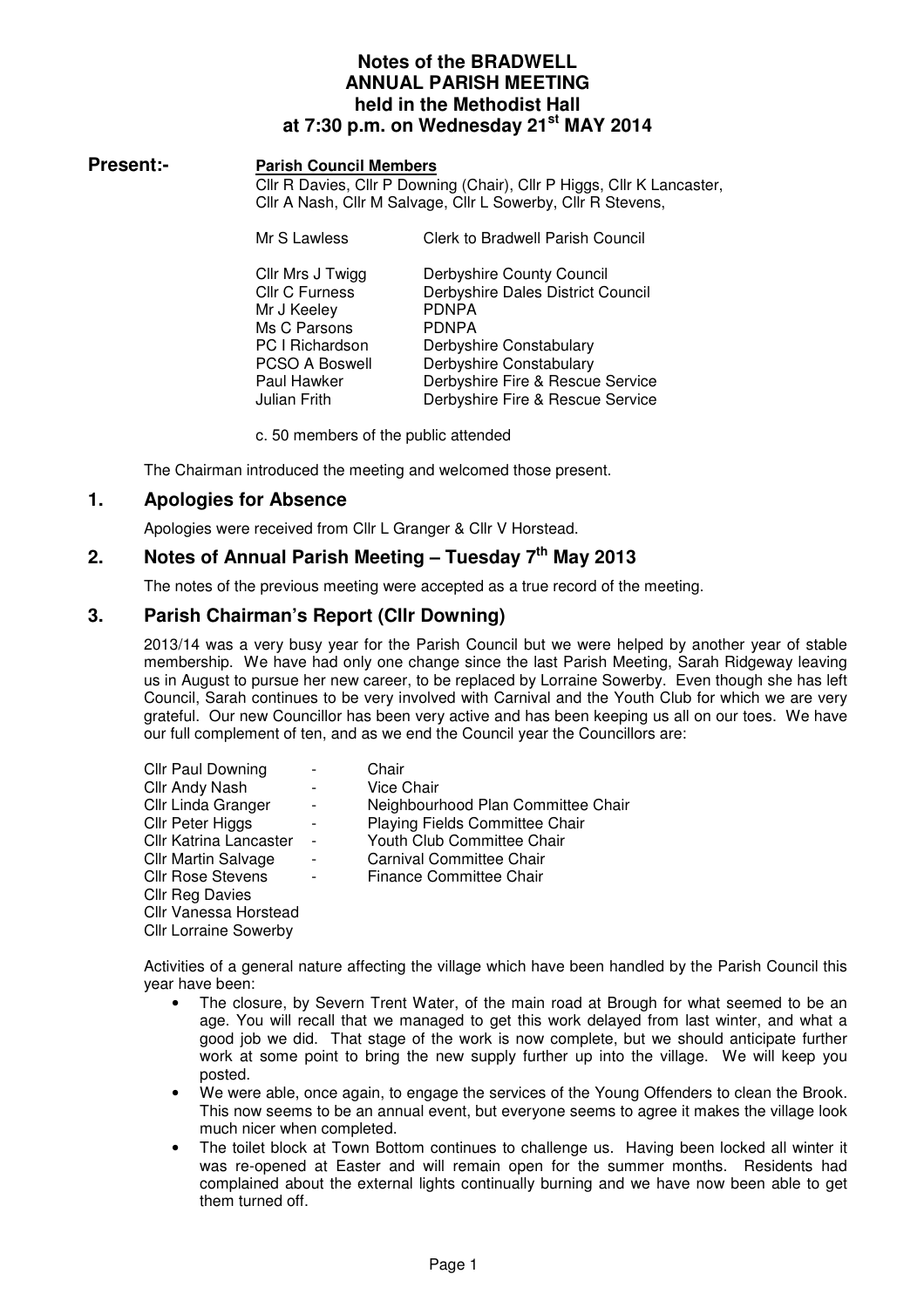# Notes of the BRADWELL ANNUAL PARISH MEETING held in the Methodist Hall at 7:30 p.m. on Wednesday 21st MAY 2014

**Present:-**

**Parish Council Members**

Cllr R Davies, Cllr P Downing (Chair), Cllr P Higgs, Cllr K Lancaster, Cllr A Nash, Cllr M Salvage, Cllr L Sowerby, Cllr R Stevens,

| | |
|---|---|
| Mr S Lawless | Clerk to Bradwell Parish Council |
| Cllr Mrs J Twigg | Derbyshire County Council |
| Cllr C Furness | Derbyshire Dales District Council |
| Mr J Keeley | PDNPA |
| Ms C Parsons | PDNPA |
| PC I Richardson | Derbyshire Constabulary |
| PCSO A Boswell | Derbyshire Constabulary |
| Paul Hawker | Derbyshire Fire & Rescue Service |
| Julian Frith | Derbyshire Fire & Rescue Service |

c. 50 members of the public attended

The Chairman introduced the meeting and welcomed those present.

## 1. Apologies for Absence

Apologies were received from Cllr L Granger & Cllr V Horstead.

## 2. Notes of Annual Parish Meeting – Tuesday 7th May 2013

The notes of the previous meeting were accepted as a true record of the meeting.

## 3. Parish Chairman's Report (Cllr Downing)

2013/14 was a very busy year for the Parish Council but we were helped by another year of stable membership. We have had only one change since the last Parish Meeting, Sarah Ridgeway leaving us in August to pursue her new career, to be replaced by Lorraine Sowerby. Even though she has left Council, Sarah continues to be very involved with Carnival and the Youth Club for which we are very grateful. Our new Councillor has been very active and has been keeping us all on our toes. We have our full complement of ten, and as we end the Council year the Councillors are:

| | | |
|---|---|---|
| Cllr Paul Downing | - | Chair |
| Cllr Andy Nash | - | Vice Chair |
| Cllr Linda Granger | - | Neighbourhood Plan Committee Chair |
| Cllr Peter Higgs | - | Playing Fields Committee Chair |
| Cllr Katrina Lancaster | - | Youth Club Committee Chair |
| Cllr Martin Salvage | - | Carnival Committee Chair |
| Cllr Rose Stevens | - | Finance Committee Chair |
| Cllr Reg Davies | | |
| Cllr Vanessa Horstead | | |
| Cllr Lorraine Sowerby | | |

Activities of a general nature affecting the village which have been handled by the Parish Council this year have been:

- The closure, by Severn Trent Water, of the main road at Brough for what seemed to be an age. You will recall that we managed to get this work delayed from last winter, and what a good job we did. That stage of the work is now complete, but we should anticipate further work at some point to bring the new supply further up into the village. We will keep you posted.
- We were able, once again, to engage the services of the Young Offenders to clean the Brook. This now seems to be an annual event, but everyone seems to agree it makes the village look much nicer when completed.
- The toilet block at Town Bottom continues to challenge us. Having been locked all winter it was re-opened at Easter and will remain open for the summer months. Residents had complained about the external lights continually burning and we have now been able to get them turned off.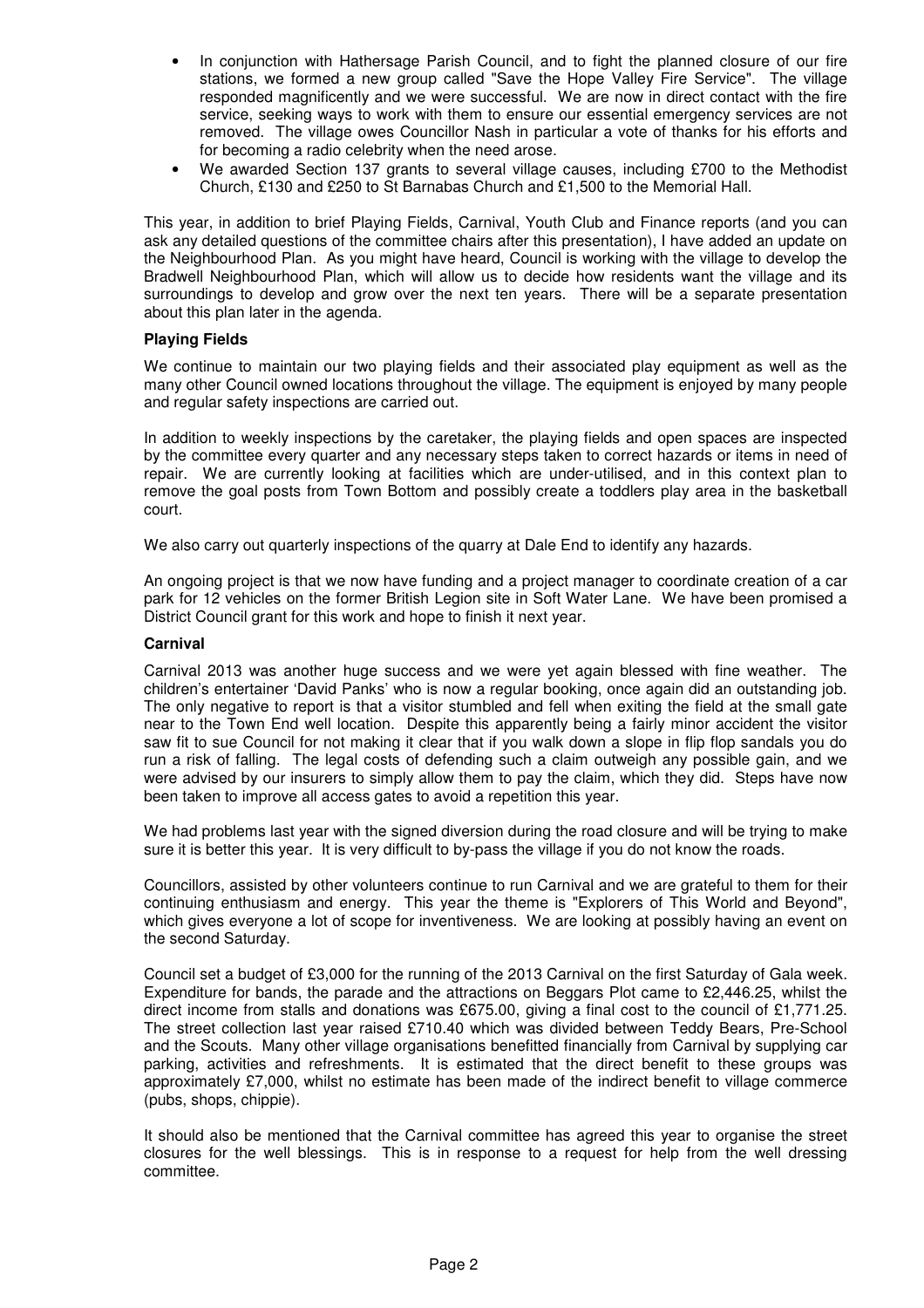- In conjunction with Hathersage Parish Council, and to fight the planned closure of our fire stations, we formed a new group called "Save the Hope Valley Fire Service". The village responded magnificently and we were successful. We are now in direct contact with the fire service, seeking ways to work with them to ensure our essential emergency services are not removed. The village owes Councillor Nash in particular a vote of thanks for his efforts and for becoming a radio celebrity when the need arose.
- We awarded Section 137 grants to several village causes, including £700 to the Methodist Church, £130 and £250 to St Barnabas Church and £1,500 to the Memorial Hall.

This year, in addition to brief Playing Fields, Carnival, Youth Club and Finance reports (and you can ask any detailed questions of the committee chairs after this presentation), I have added an update on the Neighbourhood Plan. As you might have heard, Council is working with the village to develop the Bradwell Neighbourhood Plan, which will allow us to decide how residents want the village and its surroundings to develop and grow over the next ten years. There will be a separate presentation about this plan later in the agenda.

**Playing Fields**

We continue to maintain our two playing fields and their associated play equipment as well as the many other Council owned locations throughout the village. The equipment is enjoyed by many people and regular safety inspections are carried out.

In addition to weekly inspections by the caretaker, the playing fields and open spaces are inspected by the committee every quarter and any necessary steps taken to correct hazards or items in need of repair. We are currently looking at facilities which are under-utilised, and in this context plan to remove the goal posts from Town Bottom and possibly create a toddlers play area in the basketball court.

We also carry out quarterly inspections of the quarry at Dale End to identify any hazards.

An ongoing project is that we now have funding and a project manager to coordinate creation of a car park for 12 vehicles on the former British Legion site in Soft Water Lane. We have been promised a District Council grant for this work and hope to finish it next year.

**Carnival**

Carnival 2013 was another huge success and we were yet again blessed with fine weather. The children's entertainer 'David Panks' who is now a regular booking, once again did an outstanding job. The only negative to report is that a visitor stumbled and fell when exiting the field at the small gate near to the Town End well location. Despite this apparently being a fairly minor accident the visitor saw fit to sue Council for not making it clear that if you walk down a slope in flip flop sandals you do run a risk of falling. The legal costs of defending such a claim outweigh any possible gain, and we were advised by our insurers to simply allow them to pay the claim, which they did. Steps have now been taken to improve all access gates to avoid a repetition this year.

We had problems last year with the signed diversion during the road closure and will be trying to make sure it is better this year. It is very difficult to by-pass the village if you do not know the roads.

Councillors, assisted by other volunteers continue to run Carnival and we are grateful to them for their continuing enthusiasm and energy. This year the theme is "Explorers of This World and Beyond", which gives everyone a lot of scope for inventiveness. We are looking at possibly having an event on the second Saturday.

Council set a budget of £3,000 for the running of the 2013 Carnival on the first Saturday of Gala week. Expenditure for bands, the parade and the attractions on Beggars Plot came to £2,446.25, whilst the direct income from stalls and donations was £675.00, giving a final cost to the council of £1,771.25. The street collection last year raised £710.40 which was divided between Teddy Bears, Pre-School and the Scouts. Many other village organisations benefitted financially from Carnival by supplying car parking, activities and refreshments. It is estimated that the direct benefit to these groups was approximately £7,000, whilst no estimate has been made of the indirect benefit to village commerce (pubs, shops, chippie).

It should also be mentioned that the Carnival committee has agreed this year to organise the street closures for the well blessings. This is in response to a request for help from the well dressing committee.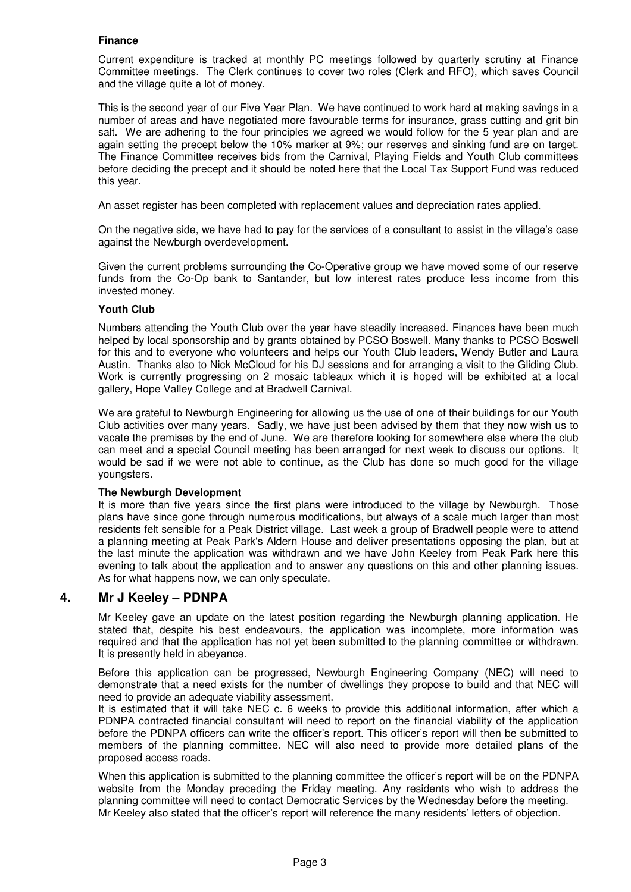**Finance**

Current expenditure is tracked at monthly PC meetings followed by quarterly scrutiny at Finance Committee meetings. The Clerk continues to cover two roles (Clerk and RFO), which saves Council and the village quite a lot of money.

This is the second year of our Five Year Plan. We have continued to work hard at making savings in a number of areas and have negotiated more favourable terms for insurance, grass cutting and grit bin salt. We are adhering to the four principles we agreed we would follow for the 5 year plan and are again setting the precept below the 10% marker at 9%; our reserves and sinking fund are on target. The Finance Committee receives bids from the Carnival, Playing Fields and Youth Club committees before deciding the precept and it should be noted here that the Local Tax Support Fund was reduced this year.

An asset register has been completed with replacement values and depreciation rates applied.

On the negative side, we have had to pay for the services of a consultant to assist in the village's case against the Newburgh overdevelopment.

Given the current problems surrounding the Co-Operative group we have moved some of our reserve funds from the Co-Op bank to Santander, but low interest rates produce less income from this invested money.

**Youth Club**

Numbers attending the Youth Club over the year have steadily increased. Finances have been much helped by local sponsorship and by grants obtained by PCSO Boswell. Many thanks to PCSO Boswell for this and to everyone who volunteers and helps our Youth Club leaders, Wendy Butler and Laura Austin. Thanks also to Nick McCloud for his DJ sessions and for arranging a visit to the Gliding Club. Work is currently progressing on 2 mosaic tableaux which it is hoped will be exhibited at a local gallery, Hope Valley College and at Bradwell Carnival.

We are grateful to Newburgh Engineering for allowing us the use of one of their buildings for our Youth Club activities over many years. Sadly, we have just been advised by them that they now wish us to vacate the premises by the end of June. We are therefore looking for somewhere else where the club can meet and a special Council meeting has been arranged for next week to discuss our options. It would be sad if we were not able to continue, as the Club has done so much good for the village youngsters.

**The Newburgh Development**

It is more than five years since the first plans were introduced to the village by Newburgh. Those plans have since gone through numerous modifications, but always of a scale much larger than most residents felt sensible for a Peak District village. Last week a group of Bradwell people were to attend a planning meeting at Peak Park's Aldern House and deliver presentations opposing the plan, but at the last minute the application was withdrawn and we have John Keeley from Peak Park here this evening to talk about the application and to answer any questions on this and other planning issues. As for what happens now, we can only speculate.

## 4. Mr J Keeley – PDNPA

Mr Keeley gave an update on the latest position regarding the Newburgh planning application. He stated that, despite his best endeavours, the application was incomplete, more information was required and that the application has not yet been submitted to the planning committee or withdrawn. It is presently held in abeyance.

Before this application can be progressed, Newburgh Engineering Company (NEC) will need to demonstrate that a need exists for the number of dwellings they propose to build and that NEC will need to provide an adequate viability assessment.

It is estimated that it will take NEC c. 6 weeks to provide this additional information, after which a PDNPA contracted financial consultant will need to report on the financial viability of the application before the PDNPA officers can write the officer's report. This officer's report will then be submitted to members of the planning committee. NEC will also need to provide more detailed plans of the proposed access roads.

When this application is submitted to the planning committee the officer's report will be on the PDNPA website from the Monday preceding the Friday meeting. Any residents who wish to address the planning committee will need to contact Democratic Services by the Wednesday before the meeting.

Mr Keeley also stated that the officer's report will reference the many residents' letters of objection.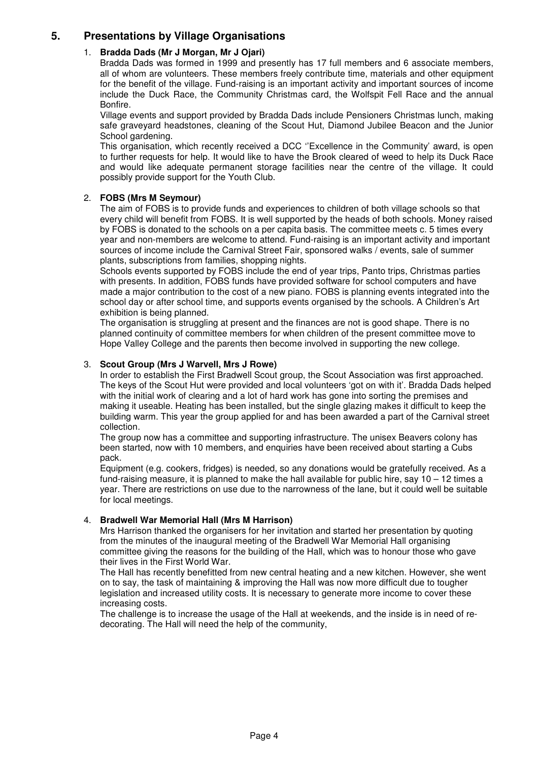## 5. Presentations by Village Organisations

1. **Bradda Dads (Mr J Morgan, Mr J Ojari)**

   Bradda Dads was formed in 1999 and presently has 17 full members and 6 associate members, all of whom are volunteers. These members freely contribute time, materials and other equipment for the benefit of the village. Fund-raising is an important activity and important sources of income include the Duck Race, the Community Christmas card, the Wolfspit Fell Race and the annual Bonfire.

   Village events and support provided by Bradda Dads include Pensioners Christmas lunch, making safe graveyard headstones, cleaning of the Scout Hut, Diamond Jubilee Beacon and the Junior School gardening.

   This organisation, which recently received a DCC ''Excellence in the Community' award, is open to further requests for help. It would like to have the Brook cleared of weed to help its Duck Race and would like adequate permanent storage facilities near the centre of the village. It could possibly provide support for the Youth Club.

2. **FOBS (Mrs M Seymour)**

   The aim of FOBS is to provide funds and experiences to children of both village schools so that every child will benefit from FOBS. It is well supported by the heads of both schools. Money raised by FOBS is donated to the schools on a per capita basis. The committee meets c. 5 times every year and non-members are welcome to attend. Fund-raising is an important activity and important sources of income include the Carnival Street Fair, sponsored walks / events, sale of summer plants, subscriptions from families, shopping nights.

   Schools events supported by FOBS include the end of year trips, Panto trips, Christmas parties with presents. In addition, FOBS funds have provided software for school computers and have made a major contribution to the cost of a new piano. FOBS is planning events integrated into the school day or after school time, and supports events organised by the schools. A Children's Art exhibition is being planned.

   The organisation is struggling at present and the finances are not is good shape. There is no planned continuity of committee members for when children of the present committee move to Hope Valley College and the parents then become involved in supporting the new college.

3. **Scout Group (Mrs J Warvell, Mrs J Rowe)**

   In order to establish the First Bradwell Scout group, the Scout Association was first approached. The keys of the Scout Hut were provided and local volunteers 'got on with it'. Bradda Dads helped with the initial work of clearing and a lot of hard work has gone into sorting the premises and making it useable. Heating has been installed, but the single glazing makes it difficult to keep the building warm. This year the group applied for and has been awarded a part of the Carnival street collection.

   The group now has a committee and supporting infrastructure. The unisex Beavers colony has been started, now with 10 members, and enquiries have been received about starting a Cubs pack.

   Equipment (e.g. cookers, fridges) is needed, so any donations would be gratefully received. As a fund-raising measure, it is planned to make the hall available for public hire, say 10 – 12 times a year. There are restrictions on use due to the narrowness of the lane, but it could well be suitable for local meetings.

4. **Bradwell War Memorial Hall (Mrs M Harrison)**

   Mrs Harrison thanked the organisers for her invitation and started her presentation by quoting from the minutes of the inaugural meeting of the Bradwell War Memorial Hall organising committee giving the reasons for the building of the Hall, which was to honour those who gave their lives in the First World War.

   The Hall has recently benefitted from new central heating and a new kitchen. However, she went on to say, the task of maintaining & improving the Hall was now more difficult due to tougher legislation and increased utility costs. It is necessary to generate more income to cover these increasing costs.

   The challenge is to increase the usage of the Hall at weekends, and the inside is in need of re-decorating. The Hall will need the help of the community,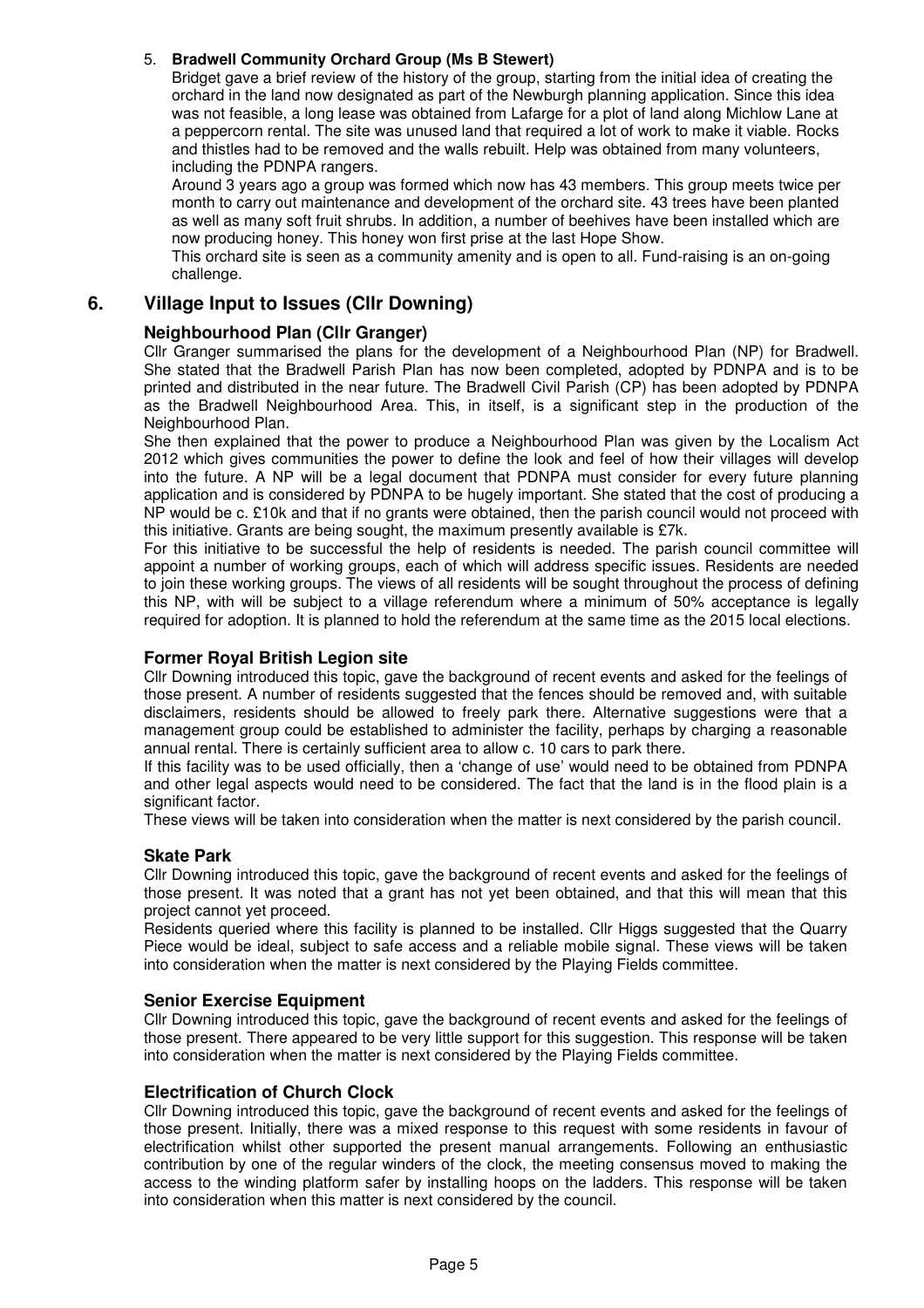5. **Bradwell Community Orchard Group (Ms B Stewert)**

   Bridget gave a brief review of the history of the group, starting from the initial idea of creating the orchard in the land now designated as part of the Newburgh planning application. Since this idea was not feasible, a long lease was obtained from Lafarge for a plot of land along Michlow Lane at a peppercorn rental. The site was unused land that required a lot of work to make it viable. Rocks and thistles had to be removed and the walls rebuilt. Help was obtained from many volunteers, including the PDNPA rangers.

   Around 3 years ago a group was formed which now has 43 members. This group meets twice per month to carry out maintenance and development of the orchard site. 43 trees have been planted as well as many soft fruit shrubs. In addition, a number of beehives have been installed which are now producing honey. This honey won first prise at the last Hope Show.

   This orchard site is seen as a community amenity and is open to all. Fund-raising is an on-going challenge.

## 6. Village Input to Issues (Cllr Downing)

### Neighbourhood Plan (Cllr Granger)

Cllr Granger summarised the plans for the development of a Neighbourhood Plan (NP) for Bradwell. She stated that the Bradwell Parish Plan has now been completed, adopted by PDNPA and is to be printed and distributed in the near future. The Bradwell Civil Parish (CP) has been adopted by PDNPA as the Bradwell Neighbourhood Area. This, in itself, is a significant step in the production of the Neighbourhood Plan.

She then explained that the power to produce a Neighbourhood Plan was given by the Localism Act 2012 which gives communities the power to define the look and feel of how their villages will develop into the future. A NP will be a legal document that PDNPA must consider for every future planning application and is considered by PDNPA to be hugely important. She stated that the cost of producing a NP would be c. £10k and that if no grants were obtained, then the parish council would not proceed with this initiative. Grants are being sought, the maximum presently available is £7k.

For this initiative to be successful the help of residents is needed. The parish council committee will appoint a number of working groups, each of which will address specific issues. Residents are needed to join these working groups. The views of all residents will be sought throughout the process of defining this NP, with will be subject to a village referendum where a minimum of 50% acceptance is legally required for adoption. It is planned to hold the referendum at the same time as the 2015 local elections.

### Former Royal British Legion site

Cllr Downing introduced this topic, gave the background of recent events and asked for the feelings of those present. A number of residents suggested that the fences should be removed and, with suitable disclaimers, residents should be allowed to freely park there. Alternative suggestions were that a management group could be established to administer the facility, perhaps by charging a reasonable annual rental. There is certainly sufficient area to allow c. 10 cars to park there.

If this facility was to be used officially, then a 'change of use' would need to be obtained from PDNPA and other legal aspects would need to be considered. The fact that the land is in the flood plain is a significant factor.

These views will be taken into consideration when the matter is next considered by the parish council.

### Skate Park

Cllr Downing introduced this topic, gave the background of recent events and asked for the feelings of those present. It was noted that a grant has not yet been obtained, and that this will mean that this project cannot yet proceed.

Residents queried where this facility is planned to be installed. Cllr Higgs suggested that the Quarry Piece would be ideal, subject to safe access and a reliable mobile signal. These views will be taken into consideration when the matter is next considered by the Playing Fields committee.

### Senior Exercise Equipment

Cllr Downing introduced this topic, gave the background of recent events and asked for the feelings of those present. There appeared to be very little support for this suggestion. This response will be taken into consideration when the matter is next considered by the Playing Fields committee.

### Electrification of Church Clock

Cllr Downing introduced this topic, gave the background of recent events and asked for the feelings of those present. Initially, there was a mixed response to this request with some residents in favour of electrification whilst other supported the present manual arrangements. Following an enthusiastic contribution by one of the regular winders of the clock, the meeting consensus moved to making the access to the winding platform safer by installing hoops on the ladders. This response will be taken into consideration when this matter is next considered by the council.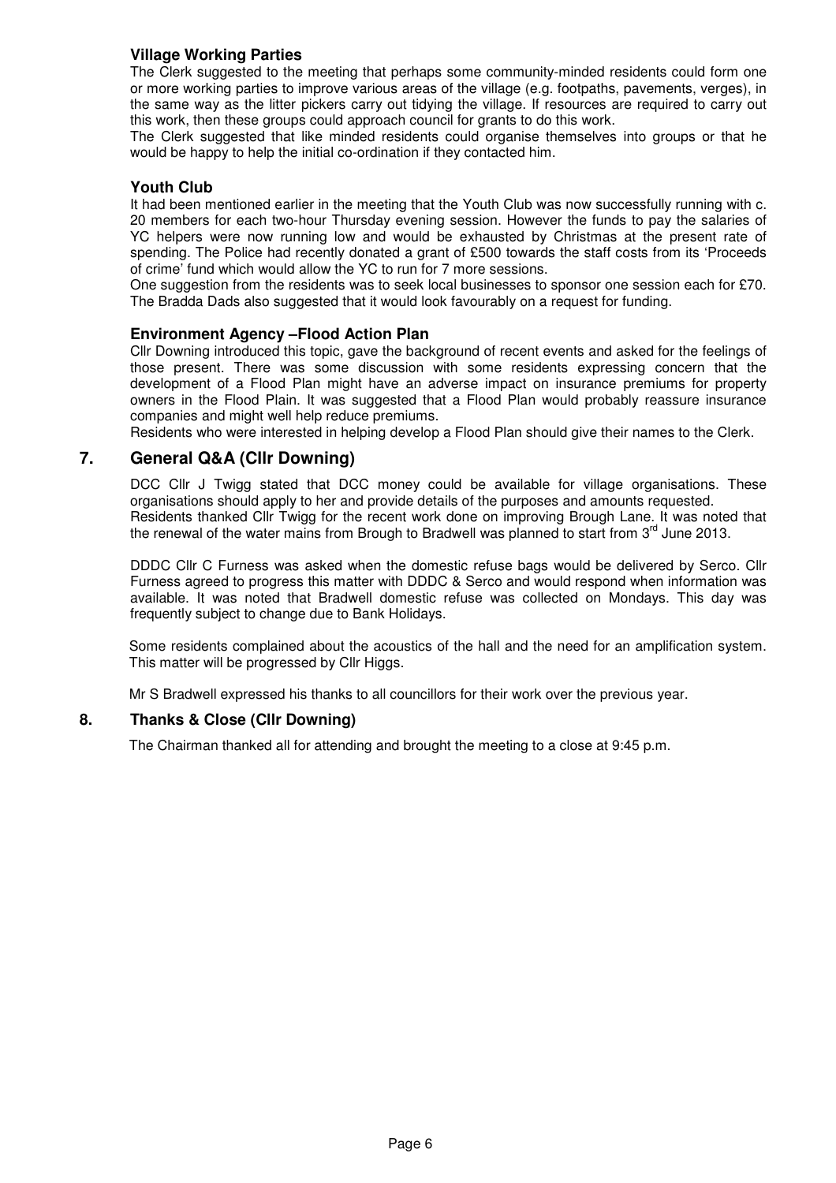### Village Working Parties

The Clerk suggested to the meeting that perhaps some community-minded residents could form one or more working parties to improve various areas of the village (e.g. footpaths, pavements, verges), in the same way as the litter pickers carry out tidying the village. If resources are required to carry out this work, then these groups could approach council for grants to do this work.

The Clerk suggested that like minded residents could organise themselves into groups or that he would be happy to help the initial co-ordination if they contacted him.

### Youth Club

It had been mentioned earlier in the meeting that the Youth Club was now successfully running with c. 20 members for each two-hour Thursday evening session. However the funds to pay the salaries of YC helpers were now running low and would be exhausted by Christmas at the present rate of spending. The Police had recently donated a grant of £500 towards the staff costs from its 'Proceeds of crime' fund which would allow the YC to run for 7 more sessions.

One suggestion from the residents was to seek local businesses to sponsor one session each for £70. The Bradda Dads also suggested that it would look favourably on a request for funding.

### Environment Agency –Flood Action Plan

Cllr Downing introduced this topic, gave the background of recent events and asked for the feelings of those present. There was some discussion with some residents expressing concern that the development of a Flood Plan might have an adverse impact on insurance premiums for property owners in the Flood Plain. It was suggested that a Flood Plan would probably reassure insurance companies and might well help reduce premiums.

Residents who were interested in helping develop a Flood Plan should give their names to the Clerk.

## 7. General Q&A (Cllr Downing)

DCC Cllr J Twigg stated that DCC money could be available for village organisations. These organisations should apply to her and provide details of the purposes and amounts requested.

Residents thanked Cllr Twigg for the recent work done on improving Brough Lane. It was noted that the renewal of the water mains from Brough to Bradwell was planned to start from 3rd June 2013.

DDDC Cllr C Furness was asked when the domestic refuse bags would be delivered by Serco. Cllr Furness agreed to progress this matter with DDDC & Serco and would respond when information was available. It was noted that Bradwell domestic refuse was collected on Mondays. This day was frequently subject to change due to Bank Holidays.

Some residents complained about the acoustics of the hall and the need for an amplification system. This matter will be progressed by Cllr Higgs.

Mr S Bradwell expressed his thanks to all councillors for their work over the previous year.

## 8. Thanks & Close (Cllr Downing)

The Chairman thanked all for attending and brought the meeting to a close at 9:45 p.m.